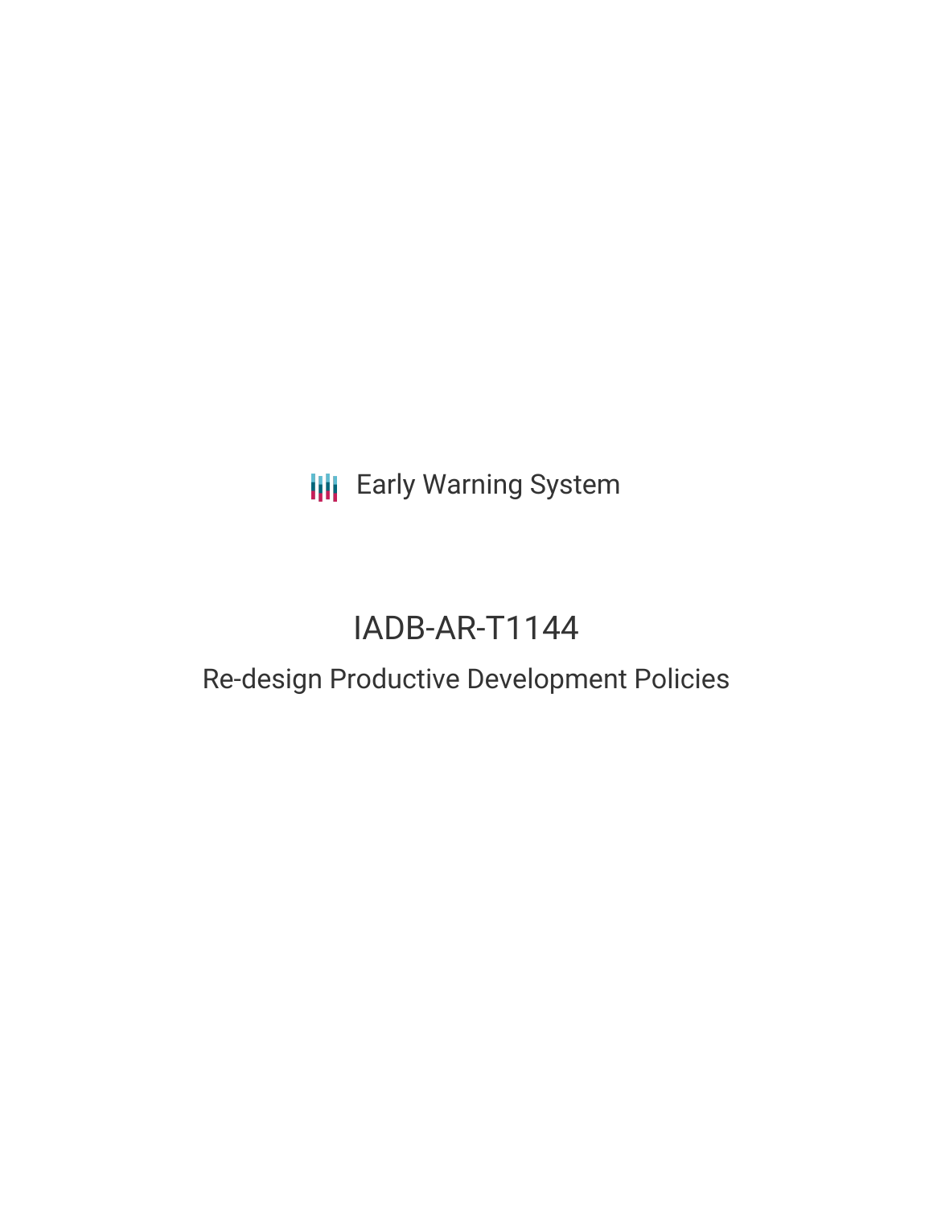Early Warning System

# IADB-AR-T1144

## Re-design Productive Development Policies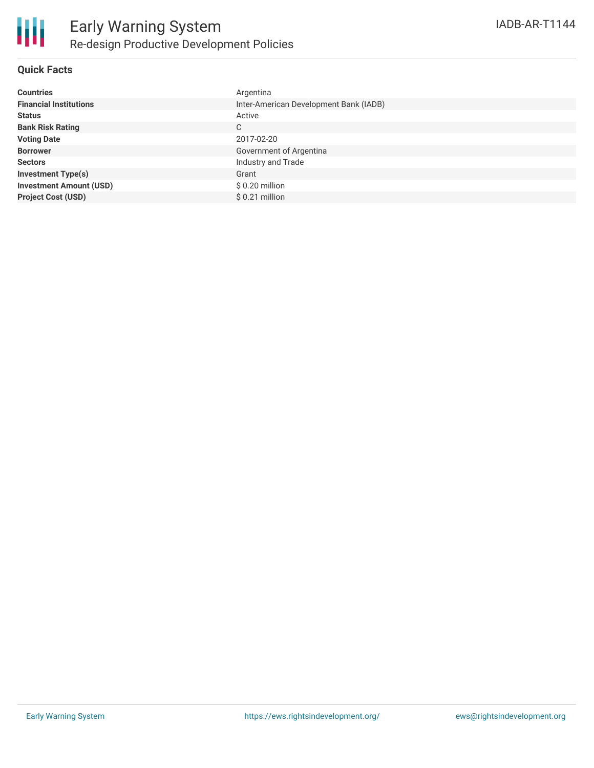# Early Warning System

## Re-design Productive Development Policies

IADB-AR-T1144

### Quick Facts

| | |
|---|---|
| **Countries** | Argentina |
| **Financial Institutions** | Inter-American Development Bank (IADB) |
| **Status** | Active |
| **Bank Risk Rating** | C |
| **Voting Date** | 2017-02-20 |
| **Borrower** | Government of Argentina |
| **Sectors** | Industry and Trade |
| **Investment Type(s)** | Grant |
| **Investment Amount (USD)** | $ 0.20 million |
| **Project Cost (USD)** | $ 0.21 million |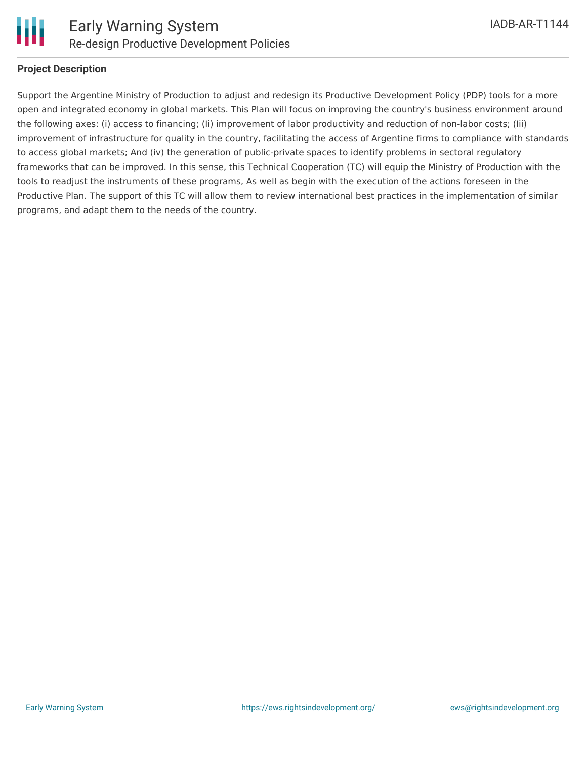## Project Description

Support the Argentine Ministry of Production to adjust and redesign its Productive Development Policy (PDP) tools for a more open and integrated economy in global markets. This Plan will focus on improving the country's business environment around the following axes: (i) access to financing; (Ii) improvement of labor productivity and reduction of non-labor costs; (Iii) improvement of infrastructure for quality in the country, facilitating the access of Argentine firms to compliance with standards to access global markets; And (iv) the generation of public-private spaces to identify problems in sectoral regulatory frameworks that can be improved. In this sense, this Technical Cooperation (TC) will equip the Ministry of Production with the tools to readjust the instruments of these programs, As well as begin with the execution of the actions foreseen in the Productive Plan. The support of this TC will allow them to review international best practices in the implementation of similar programs, and adapt them to the needs of the country.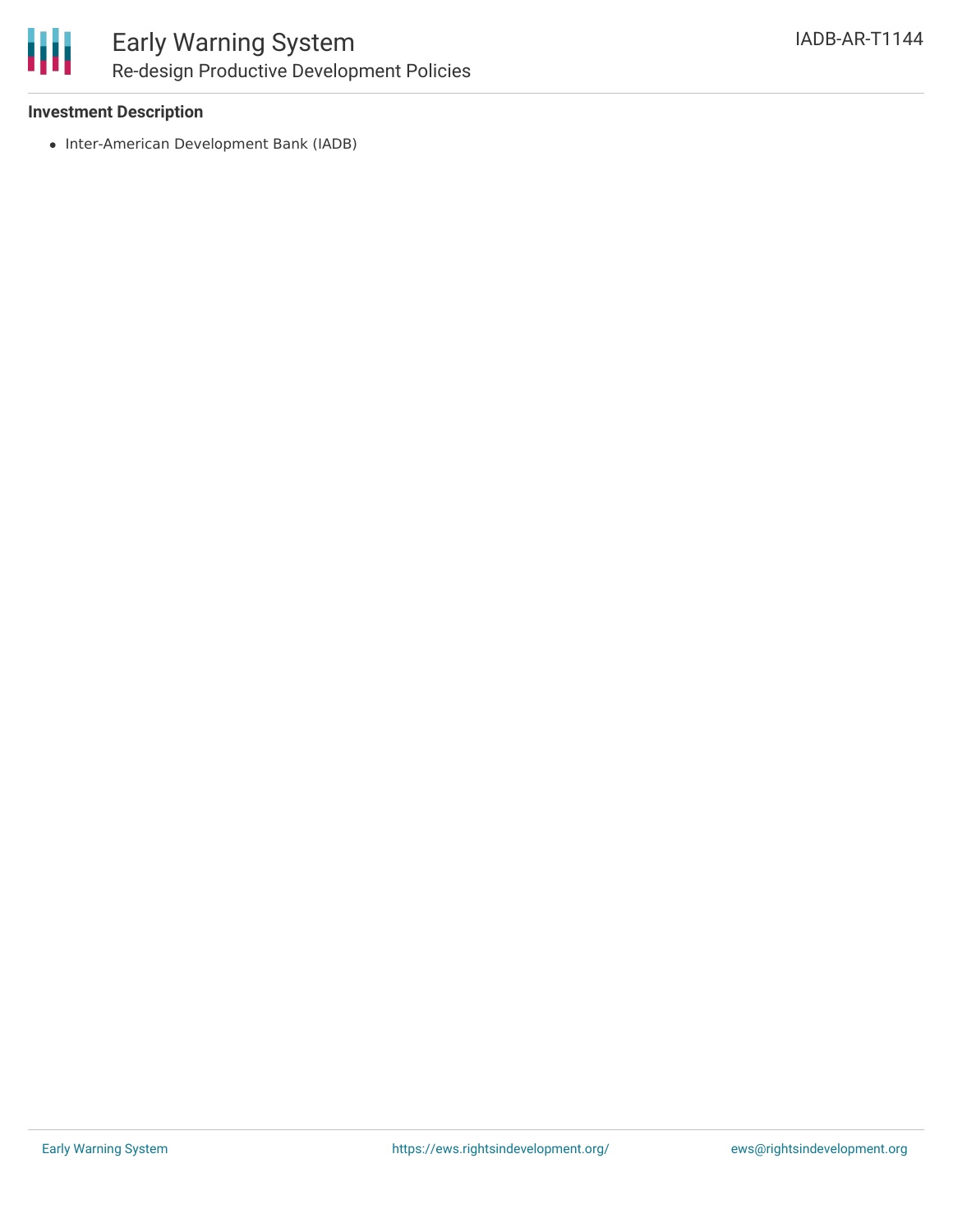### Investment Description

- Inter-American Development Bank (IADB)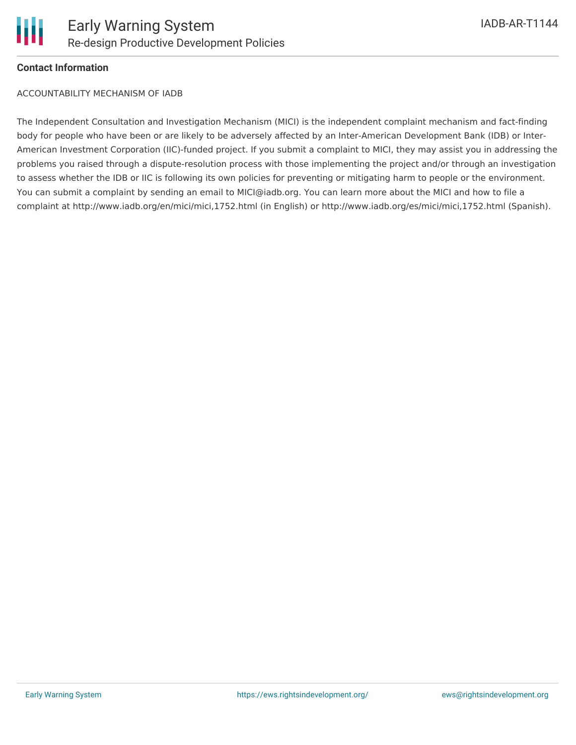**Contact Information**

ACCOUNTABILITY MECHANISM OF IADB

The Independent Consultation and Investigation Mechanism (MICI) is the independent complaint mechanism and fact-finding body for people who have been or are likely to be adversely affected by an Inter-American Development Bank (IDB) or Inter-American Investment Corporation (IIC)-funded project. If you submit a complaint to MICI, they may assist you in addressing the problems you raised through a dispute-resolution process with those implementing the project and/or through an investigation to assess whether the IDB or IIC is following its own policies for preventing or mitigating harm to people or the environment. You can submit a complaint by sending an email to MICI@iadb.org. You can learn more about the MICI and how to file a complaint at http://www.iadb.org/en/mici/mici,1752.html (in English) or http://www.iadb.org/es/mici/mici,1752.html (Spanish).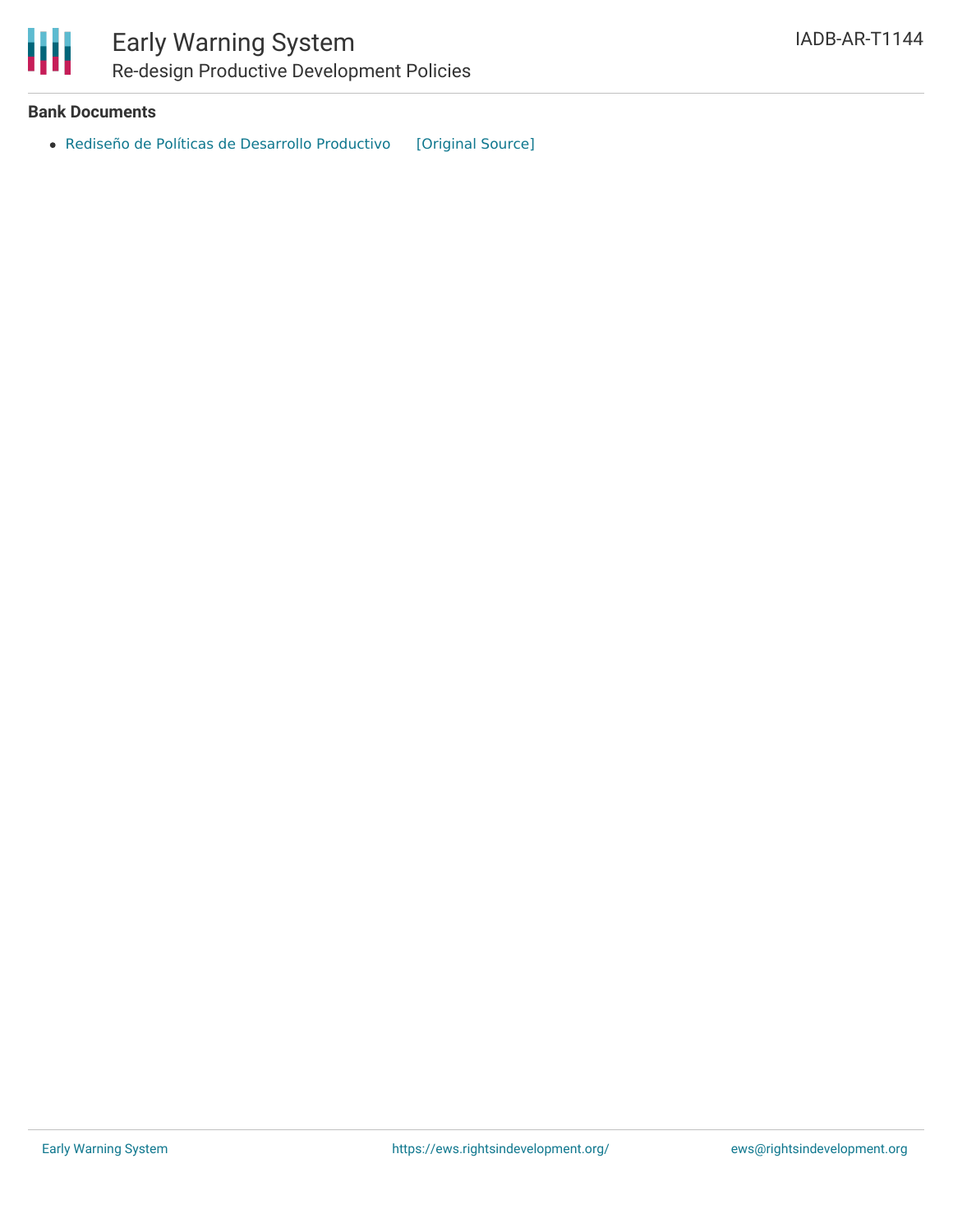**Bank Documents**

- Rediseño de Políticas de Desarrollo Productivo [Original Source]